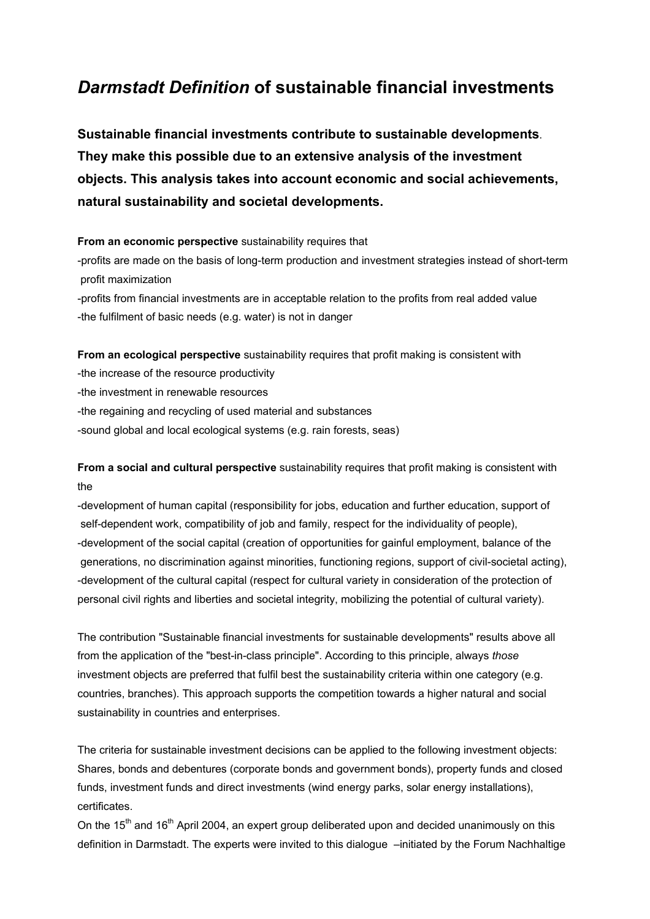# *Darmstadt Definition* of sustainable financial investments

**Sustainable financial investments contribute to sustainable developments**. **They make this possible due to an extensive analysis of the investment objects. This analysis takes into account economic and social achievements, natural sustainability and societal developments.**

**From an economic perspective** sustainability requires that

-profits are made on the basis of long-term production and investment strategies instead of short-term profit maximization

-profits from financial investments are in acceptable relation to the profits from real added value

-the fulfilment of basic needs (e.g. water) is not in danger

**From an ecological perspective** sustainability requires that profit making is consistent with

-the increase of the resource productivity

-the investment in renewable resources

-the regaining and recycling of used material and substances

-sound global and local ecological systems (e.g. rain forests, seas)

**From a social and cultural perspective** sustainability requires that profit making is consistent with the

-development of human capital (responsibility for jobs, education and further education, support of self-dependent work, compatibility of job and family, respect for the individuality of people),

-development of the social capital (creation of opportunities for gainful employment, balance of the generations, no discrimination against minorities, functioning regions, support of civil-societal acting),

-development of the cultural capital (respect for cultural variety in consideration of the protection of personal civil rights and liberties and societal integrity, mobilizing the potential of cultural variety).

The contribution "Sustainable financial investments for sustainable developments" results above all from the application of the "best-in-class principle". According to this principle, always *those* investment objects are preferred that fulfil best the sustainability criteria within one category (e.g. countries, branches). This approach supports the competition towards a higher natural and social sustainability in countries and enterprises.

The criteria for sustainable investment decisions can be applied to the following investment objects: Shares, bonds and debentures (corporate bonds and government bonds), property funds and closed funds, investment funds and direct investments (wind energy parks, solar energy installations), certificates.

On the 15th and 16th April 2004, an expert group deliberated upon and decided unanimously on this definition in Darmstadt. The experts were invited to this dialogue –initiated by the Forum Nachhaltige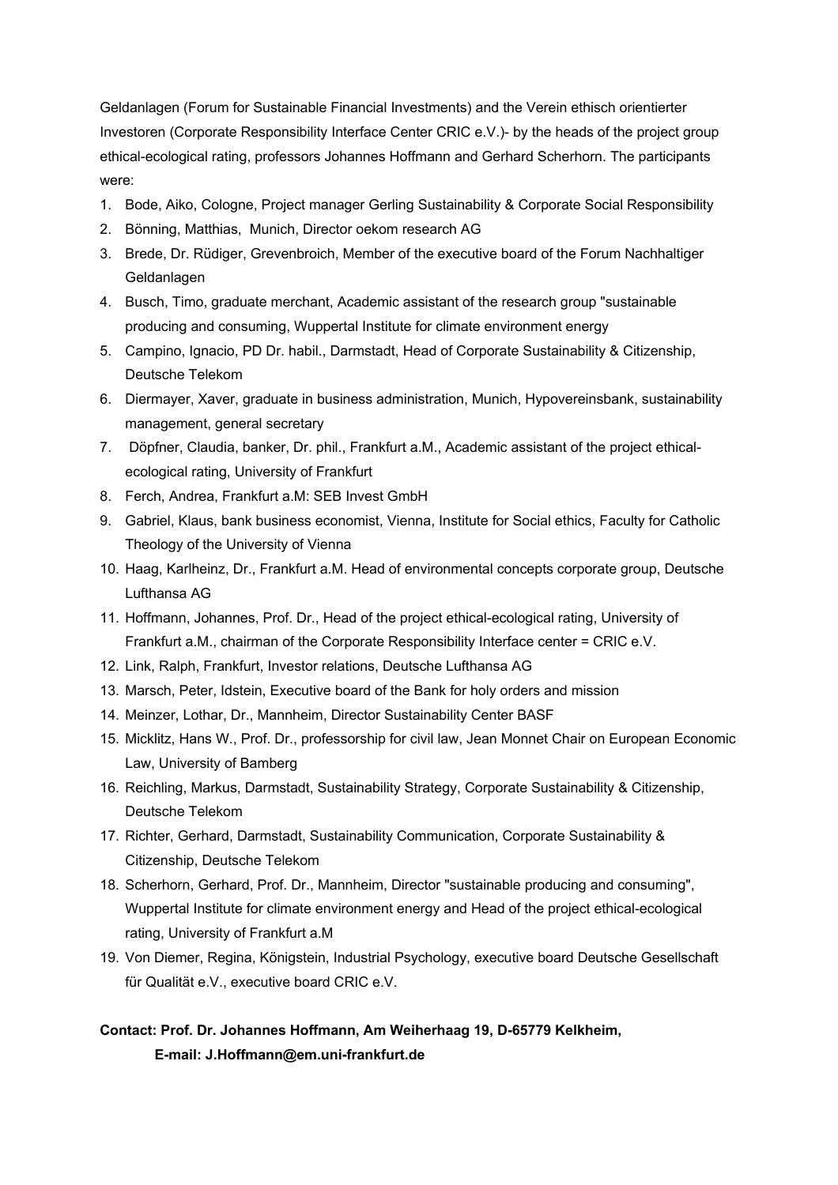Geldanlagen (Forum for Sustainable Financial Investments) and the Verein ethisch orientierter Investoren (Corporate Responsibility Interface Center CRIC e.V.)- by the heads of the project group ethical-ecological rating, professors Johannes Hoffmann and Gerhard Scherhorn. The participants were:

1. Bode, Aiko, Cologne, Project manager Gerling Sustainability & Corporate Social Responsibility
2. Bönning, Matthias, Munich, Director oekom research AG
3. Brede, Dr. Rüdiger, Grevenbroich, Member of the executive board of the Forum Nachhaltiger Geldanlagen
4. Busch, Timo, graduate merchant, Academic assistant of the research group "sustainable producing and consuming, Wuppertal Institute for climate environment energy
5. Campino, Ignacio, PD Dr. habil., Darmstadt, Head of Corporate Sustainability & Citizenship, Deutsche Telekom
6. Diermayer, Xaver, graduate in business administration, Munich, Hypovereinsbank, sustainability management, general secretary
7. Döpfner, Claudia, banker, Dr. phil., Frankfurt a.M., Academic assistant of the project ethical-ecological rating, University of Frankfurt
8. Ferch, Andrea, Frankfurt a.M: SEB Invest GmbH
9. Gabriel, Klaus, bank business economist, Vienna, Institute for Social ethics, Faculty for Catholic Theology of the University of Vienna
10. Haag, Karlheinz, Dr., Frankfurt a.M. Head of environmental concepts corporate group, Deutsche Lufthansa AG
11. Hoffmann, Johannes, Prof. Dr., Head of the project ethical-ecological rating, University of Frankfurt a.M., chairman of the Corporate Responsibility Interface center = CRIC e.V.
12. Link, Ralph, Frankfurt, Investor relations, Deutsche Lufthansa AG
13. Marsch, Peter, Idstein, Executive board of the Bank for holy orders and mission
14. Meinzer, Lothar, Dr., Mannheim, Director Sustainability Center BASF
15. Micklitz, Hans W., Prof. Dr., professorship for civil law, Jean Monnet Chair on European Economic Law, University of Bamberg
16. Reichling, Markus, Darmstadt, Sustainability Strategy, Corporate Sustainability & Citizenship, Deutsche Telekom
17. Richter, Gerhard, Darmstadt, Sustainability Communication, Corporate Sustainability & Citizenship, Deutsche Telekom
18. Scherhorn, Gerhard, Prof. Dr., Mannheim, Director "sustainable producing and consuming", Wuppertal Institute for climate environment energy and Head of the project ethical-ecological rating, University of Frankfurt a.M
19. Von Diemer, Regina, Königstein, Industrial Psychology, executive board Deutsche Gesellschaft für Qualität e.V., executive board CRIC e.V.

**Contact: Prof. Dr. Johannes Hoffmann, Am Weiherhaag 19, D-65779 Kelkheim,**
**E-mail: J.Hoffmann@em.uni-frankfurt.de**